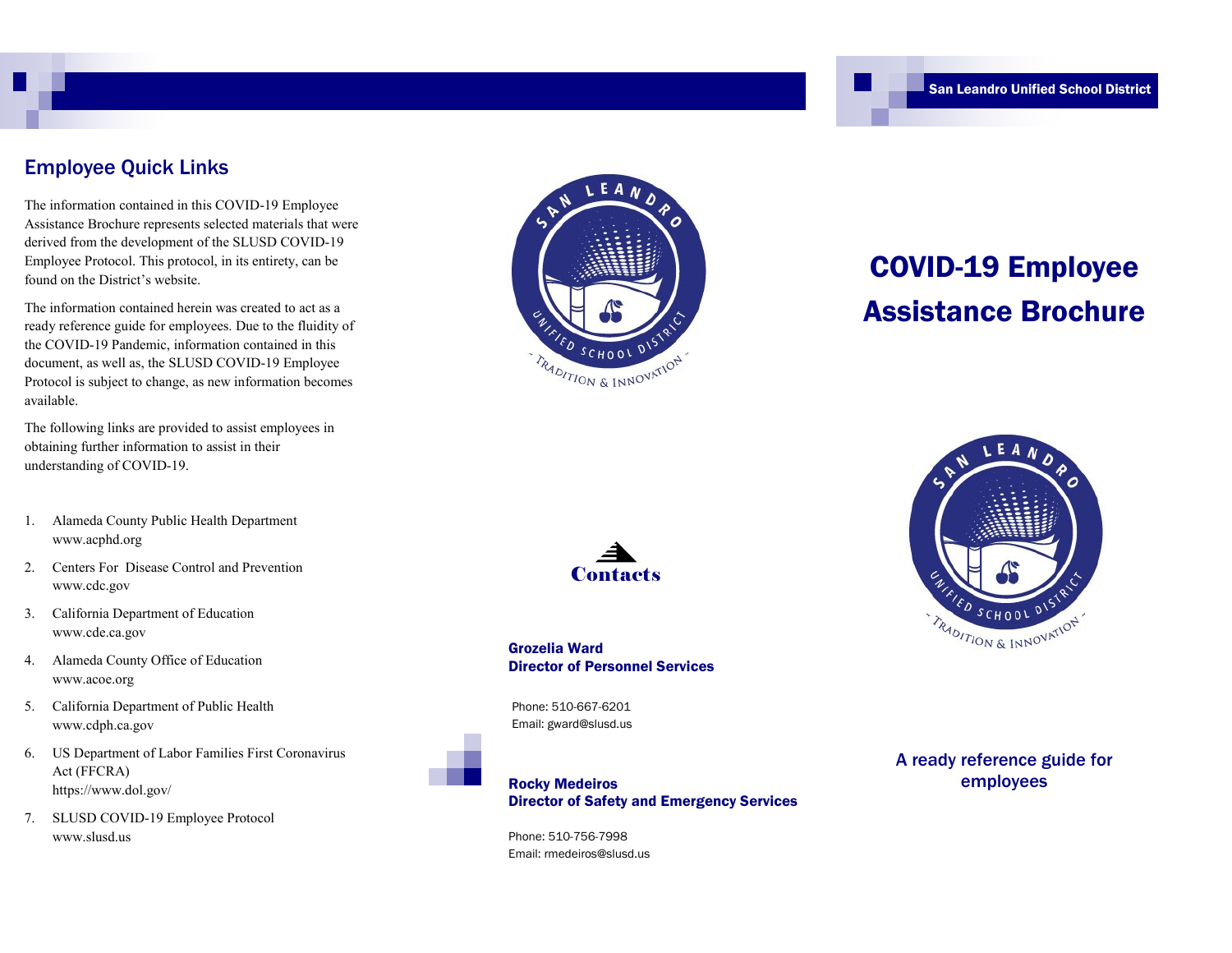## Employee Quick Links

The information contained in this COVID-19 Employee Assistance Brochure represents selected materials that were derived from the development of the SLUSD COVID-19 Employee Protocol. This protocol, in its entirety, can be found on the District's website.

The information contained herein was created to act as a ready reference guide for employees. Due to the fluidity of the COVID-19 Pandemic, information contained in this document, as well as, the SLUSD COVID-19 Employee Protocol is subject to change, as new information becomes available.

The following links are provided to assist employees in obtaining further information to assist in their understanding of COVID-19.

1. Alameda County Public Health Department
   www.acphd.org
2. Centers For Disease Control and Prevention
   www.cdc.gov
3. California Department of Education
   www.cde.ca.gov
4. Alameda County Office of Education
   www.acoe.org
5. California Department of Public Health
   www.cdph.ca.gov
6. US Department of Labor Families First Coronavirus Act (FFCRA)
   https://www.dol.gov/
7. SLUSD COVID-19 Employee Protocol
   www.slusd.us

## Contacts

**Grozelia Ward**
**Director of Personnel Services**

Phone: 510-667-6201
Email: gward@slusd.us

**Rocky Medeiros**
**Director of Safety and Emergency Services**

Phone: 510-756-7998
Email: rmedeiros@slusd.us

San Leandro Unified School District

# COVID-19 Employee Assistance Brochure

A ready reference guide for employees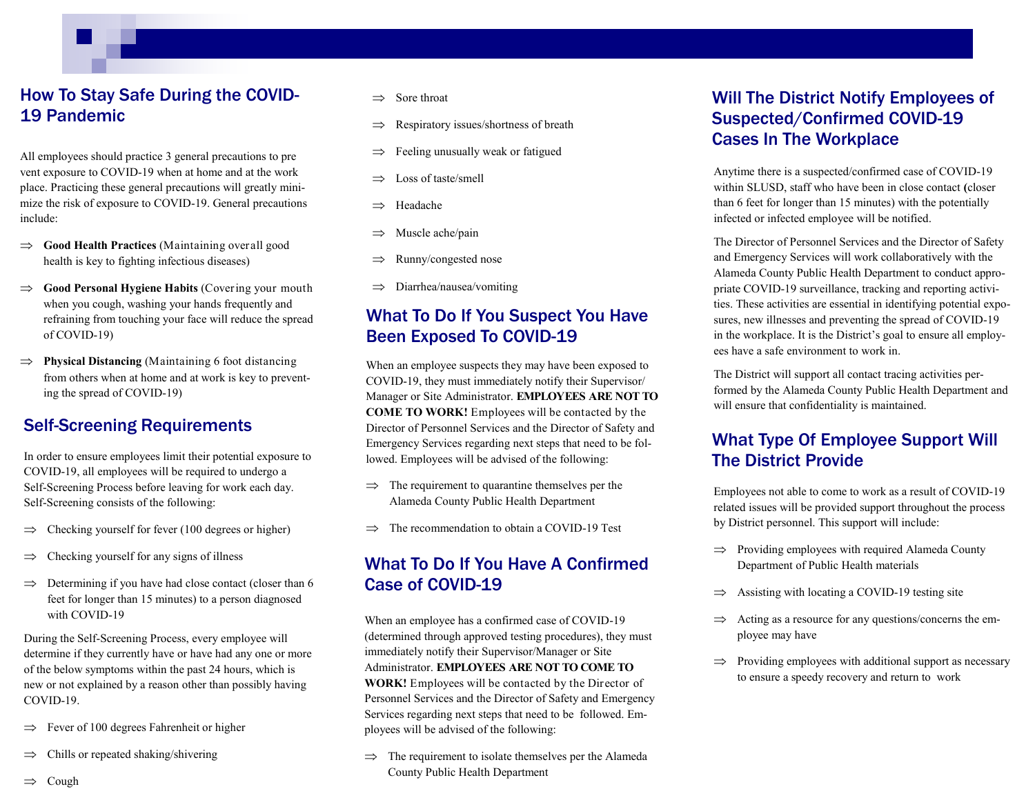## How To Stay Safe During the COVID-19 Pandemic

All employees should practice 3 general precautions to prevent exposure to COVID-19 when at home and at the work place. Practicing these general precautions will greatly minimize the risk of exposure to COVID-19. General precautions include:

- **Good Health Practices** (Maintaining overall good health is key to fighting infectious diseases)
- **Good Personal Hygiene Habits** (Covering your mouth when you cough, washing your hands frequently and refraining from touching your face will reduce the spread of COVID-19)
- **Physical Distancing** (Maintaining 6 foot distancing from others when at home and at work is key to preventing the spread of COVID-19)

## Self-Screening Requirements

In order to ensure employees limit their potential exposure to COVID-19, all employees will be required to undergo a Self-Screening Process before leaving for work each day. Self-Screening consists of the following:

- Checking yourself for fever (100 degrees or higher)
- Checking yourself for any signs of illness
- Determining if you have had close contact (closer than 6 feet for longer than 15 minutes) to a person diagnosed with COVID-19

During the Self-Screening Process, every employee will determine if they currently have or have had any one or more of the below symptoms within the past 24 hours, which is new or not explained by a reason other than possibly having COVID-19.

- Fever of 100 degrees Fahrenheit or higher
- Chills or repeated shaking/shivering
- Cough
- Sore throat
- Respiratory issues/shortness of breath
- Feeling unusually weak or fatigued
- Loss of taste/smell
- Headache
- Muscle ache/pain
- Runny/congested nose
- Diarrhea/nausea/vomiting

## What To Do If You Suspect You Have Been Exposed To COVID-19

When an employee suspects they may have been exposed to COVID-19, they must immediately notify their Supervisor/Manager or Site Administrator. **EMPLOYEES ARE NOT TO COME TO WORK!** Employees will be contacted by the Director of Personnel Services and the Director of Safety and Emergency Services regarding next steps that need to be followed. Employees will be advised of the following:

- The requirement to quarantine themselves per the Alameda County Public Health Department
- The recommendation to obtain a COVID-19 Test

## What To Do If You Have A Confirmed Case of COVID-19

When an employee has a confirmed case of COVID-19 (determined through approved testing procedures), they must immediately notify their Supervisor/Manager or Site Administrator. **EMPLOYEES ARE NOT TO COME TO WORK!** Employees will be contacted by the Director of Personnel Services and the Director of Safety and Emergency Services regarding next steps that need to be followed. Employees will be advised of the following:

- The requirement to isolate themselves per the Alameda County Public Health Department

## Will The District Notify Employees of Suspected/Confirmed COVID-19 Cases In The Workplace

Anytime there is a suspected/confirmed case of COVID-19 within SLUSD, staff who have been in close contact (closer than 6 feet for longer than 15 minutes) with the potentially infected or infected employee will be notified.

The Director of Personnel Services and the Director of Safety and Emergency Services will work collaboratively with the Alameda County Public Health Department to conduct appropriate COVID-19 surveillance, tracking and reporting activities. These activities are essential in identifying potential exposures, new illnesses and preventing the spread of COVID-19 in the workplace. It is the District's goal to ensure all employees have a safe environment to work in.

The District will support all contact tracing activities performed by the Alameda County Public Health Department and will ensure that confidentiality is maintained.

## What Type Of Employee Support Will The District Provide

Employees not able to come to work as a result of COVID-19 related issues will be provided support throughout the process by District personnel. This support will include:

- Providing employees with required Alameda County Department of Public Health materials
- Assisting with locating a COVID-19 testing site
- Acting as a resource for any questions/concerns the employee may have
- Providing employees with additional support as necessary to ensure a speedy recovery and return to work